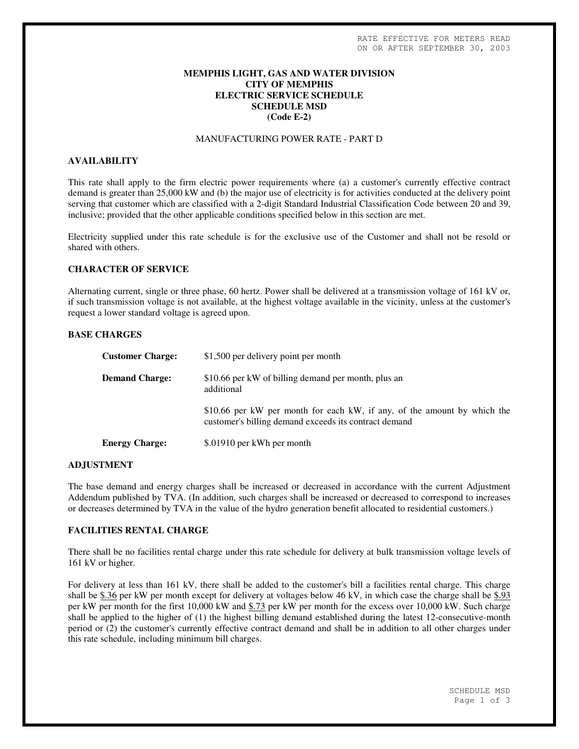RATE EFFECTIVE FOR METERS READ
ON OR AFTER SEPTEMBER 30, 2003

# MEMPHIS LIGHT, GAS AND WATER DIVISION
# CITY OF MEMPHIS
# ELECTRIC SERVICE SCHEDULE
# SCHEDULE MSD
# (Code E-2)

MANUFACTURING POWER RATE - PART D

## AVAILABILITY

This rate shall apply to the firm electric power requirements where (a) a customer's currently effective contract demand is greater than 25,000 kW and (b) the major use of electricity is for activities conducted at the delivery point serving that customer which are classified with a 2-digit Standard Industrial Classification Code between 20 and 39, inclusive; provided that the other applicable conditions specified below in this section are met.

Electricity supplied under this rate schedule is for the exclusive use of the Customer and shall not be resold or shared with others.

## CHARACTER OF SERVICE

Alternating current, single or three phase, 60 hertz. Power shall be delivered at a transmission voltage of 161 kV or, if such transmission voltage is not available, at the highest voltage available in the vicinity, unless at the customer's request a lower standard voltage is agreed upon.

## BASE CHARGES

**Customer Charge:** $1,500 per delivery point per month

**Demand Charge:** $10.66 per kW of billing demand per month, plus an additional

$10.66 per kW per month for each kW, if any, of the amount by which the customer's billing demand exceeds its contract demand

**Energy Charge:** $.01910 per kWh per month

## ADJUSTMENT

The base demand and energy charges shall be increased or decreased in accordance with the current Adjustment Addendum published by TVA. (In addition, such charges shall be increased or decreased to correspond to increases or decreases determined by TVA in the value of the hydro generation benefit allocated to residential customers.)

## FACILITIES RENTAL CHARGE

There shall be no facilities rental charge under this rate schedule for delivery at bulk transmission voltage levels of 161 kV or higher.

For delivery at less than 161 kV, there shall be added to the customer's bill a facilities rental charge. This charge shall be $.36 per kW per month except for delivery at voltages below 46 kV, in which case the charge shall be $.93 per kW per month for the first 10,000 kW and $.73 per kW per month for the excess over 10,000 kW. Such charge shall be applied to the higher of (1) the highest billing demand established during the latest 12-consecutive-month period or (2) the customer's currently effective contract demand and shall be in addition to all other charges under this rate schedule, including minimum bill charges.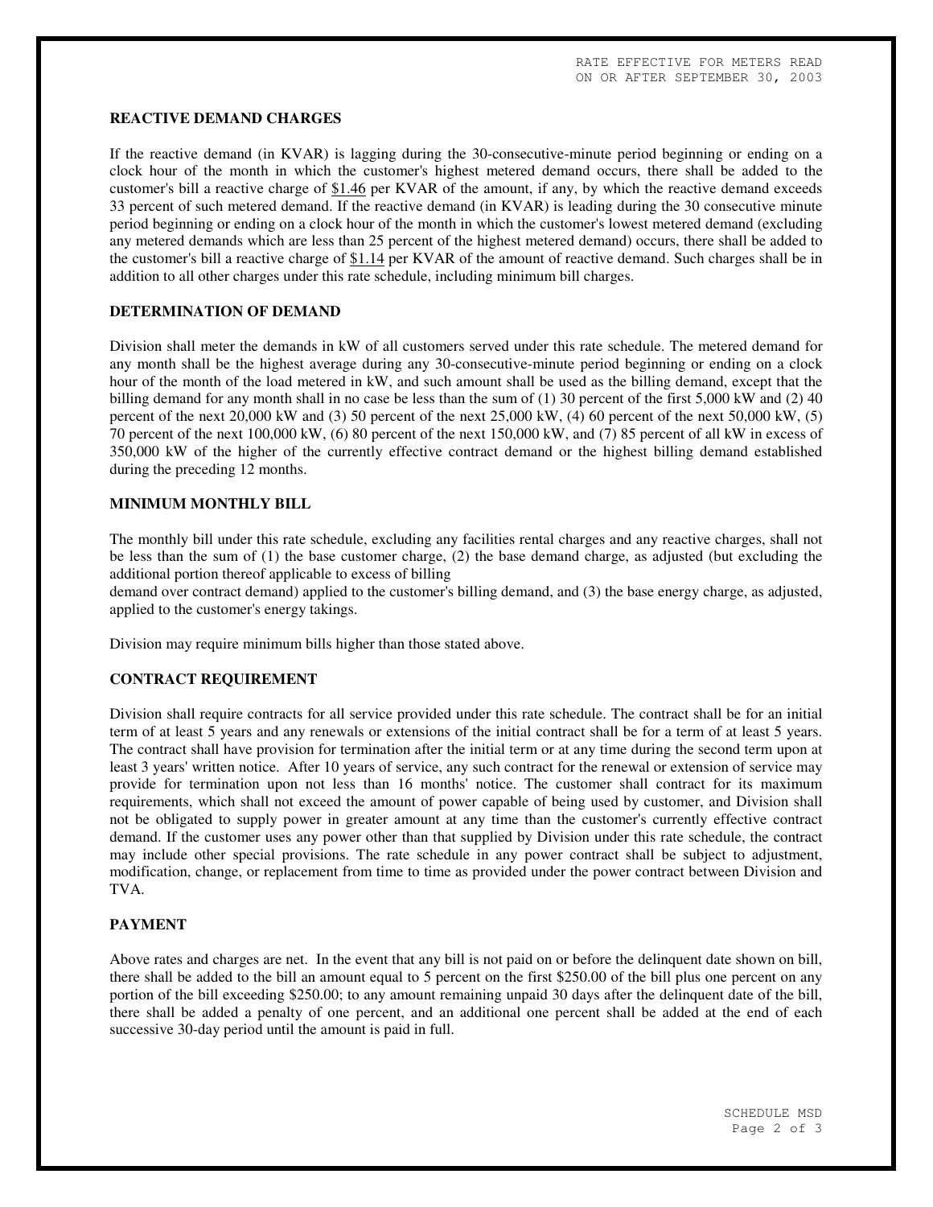RATE EFFECTIVE FOR METERS READ ON OR AFTER SEPTEMBER 30, 2003

**REACTIVE DEMAND CHARGES**

If the reactive demand (in KVAR) is lagging during the 30-consecutive-minute period beginning or ending on a clock hour of the month in which the customer's highest metered demand occurs, there shall be added to the customer's bill a reactive charge of $1.46 per KVAR of the amount, if any, by which the reactive demand exceeds 33 percent of such metered demand. If the reactive demand (in KVAR) is leading during the 30 consecutive minute period beginning or ending on a clock hour of the month in which the customer's lowest metered demand (excluding any metered demands which are less than 25 percent of the highest metered demand) occurs, there shall be added to the customer's bill a reactive charge of $1.14 per KVAR of the amount of reactive demand. Such charges shall be in addition to all other charges under this rate schedule, including minimum bill charges.

**DETERMINATION OF DEMAND**

Division shall meter the demands in kW of all customers served under this rate schedule. The metered demand for any month shall be the highest average during any 30-consecutive-minute period beginning or ending on a clock hour of the month of the load metered in kW, and such amount shall be used as the billing demand, except that the billing demand for any month shall in no case be less than the sum of (1) 30 percent of the first 5,000 kW and (2) 40 percent of the next 20,000 kW and (3) 50 percent of the next 25,000 kW, (4) 60 percent of the next 50,000 kW, (5) 70 percent of the next 100,000 kW, (6) 80 percent of the next 150,000 kW, and (7) 85 percent of all kW in excess of 350,000 kW of the higher of the currently effective contract demand or the highest billing demand established during the preceding 12 months.

**MINIMUM MONTHLY BILL**

The monthly bill under this rate schedule, excluding any facilities rental charges and any reactive charges, shall not be less than the sum of (1) the base customer charge, (2) the base demand charge, as adjusted (but excluding the additional portion thereof applicable to excess of billing demand over contract demand) applied to the customer's billing demand, and (3) the base energy charge, as adjusted, applied to the customer's energy takings.

Division may require minimum bills higher than those stated above.

**CONTRACT REQUIREMENT**

Division shall require contracts for all service provided under this rate schedule. The contract shall be for an initial term of at least 5 years and any renewals or extensions of the initial contract shall be for a term of at least 5 years. The contract shall have provision for termination after the initial term or at any time during the second term upon at least 3 years' written notice. After 10 years of service, any such contract for the renewal or extension of service may provide for termination upon not less than 16 months' notice. The customer shall contract for its maximum requirements, which shall not exceed the amount of power capable of being used by customer, and Division shall not be obligated to supply power in greater amount at any time than the customer's currently effective contract demand. If the customer uses any power other than that supplied by Division under this rate schedule, the contract may include other special provisions. The rate schedule in any power contract shall be subject to adjustment, modification, change, or replacement from time to time as provided under the power contract between Division and TVA.

**PAYMENT**

Above rates and charges are net. In the event that any bill is not paid on or before the delinquent date shown on bill, there shall be added to the bill an amount equal to 5 percent on the first $250.00 of the bill plus one percent on any portion of the bill exceeding $250.00; to any amount remaining unpaid 30 days after the delinquent date of the bill, there shall be added a penalty of one percent, and an additional one percent shall be added at the end of each successive 30-day period until the amount is paid in full.

SCHEDULE MSD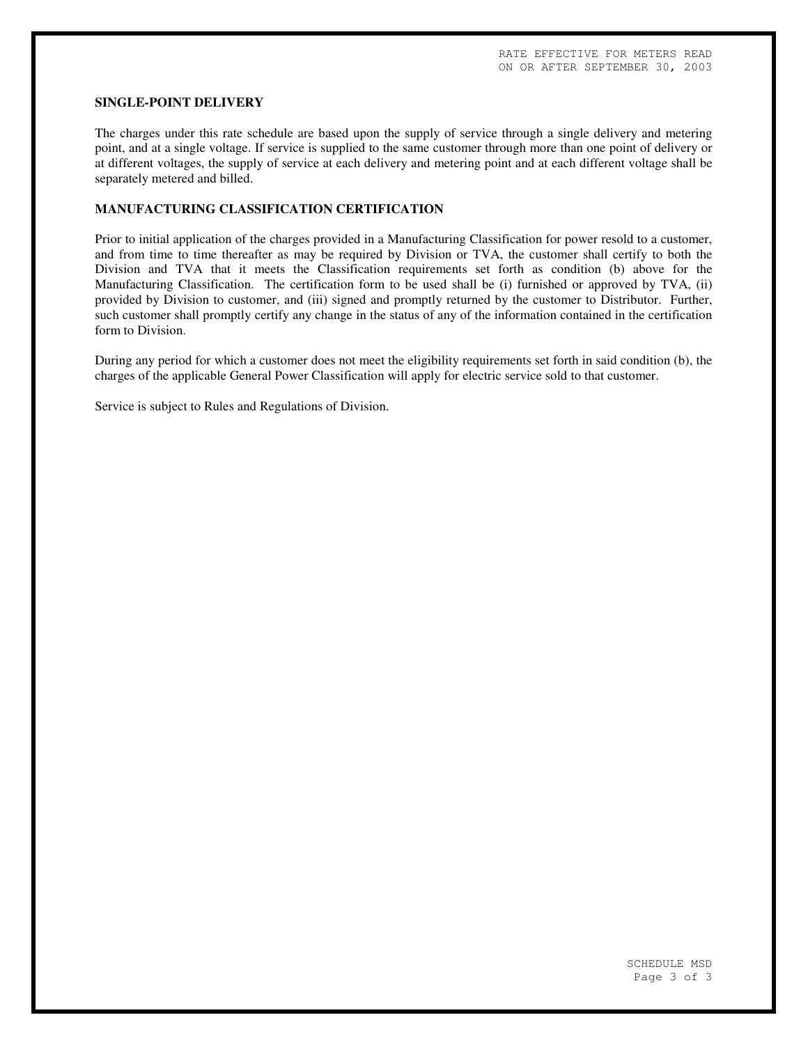## SINGLE-POINT DELIVERY

The charges under this rate schedule are based upon the supply of service through a single delivery and metering point, and at a single voltage. If service is supplied to the same customer through more than one point of delivery or at different voltages, the supply of service at each delivery and metering point and at each different voltage shall be separately metered and billed.

## MANUFACTURING CLASSIFICATION CERTIFICATION

Prior to initial application of the charges provided in a Manufacturing Classification for power resold to a customer, and from time to time thereafter as may be required by Division or TVA, the customer shall certify to both the Division and TVA that it meets the Classification requirements set forth as condition (b) above for the Manufacturing Classification. The certification form to be used shall be (i) furnished or approved by TVA, (ii) provided by Division to customer, and (iii) signed and promptly returned by the customer to Distributor. Further, such customer shall promptly certify any change in the status of any of the information contained in the certification form to Division.

During any period for which a customer does not meet the eligibility requirements set forth in said condition (b), the charges of the applicable General Power Classification will apply for electric service sold to that customer.

Service is subject to Rules and Regulations of Division.